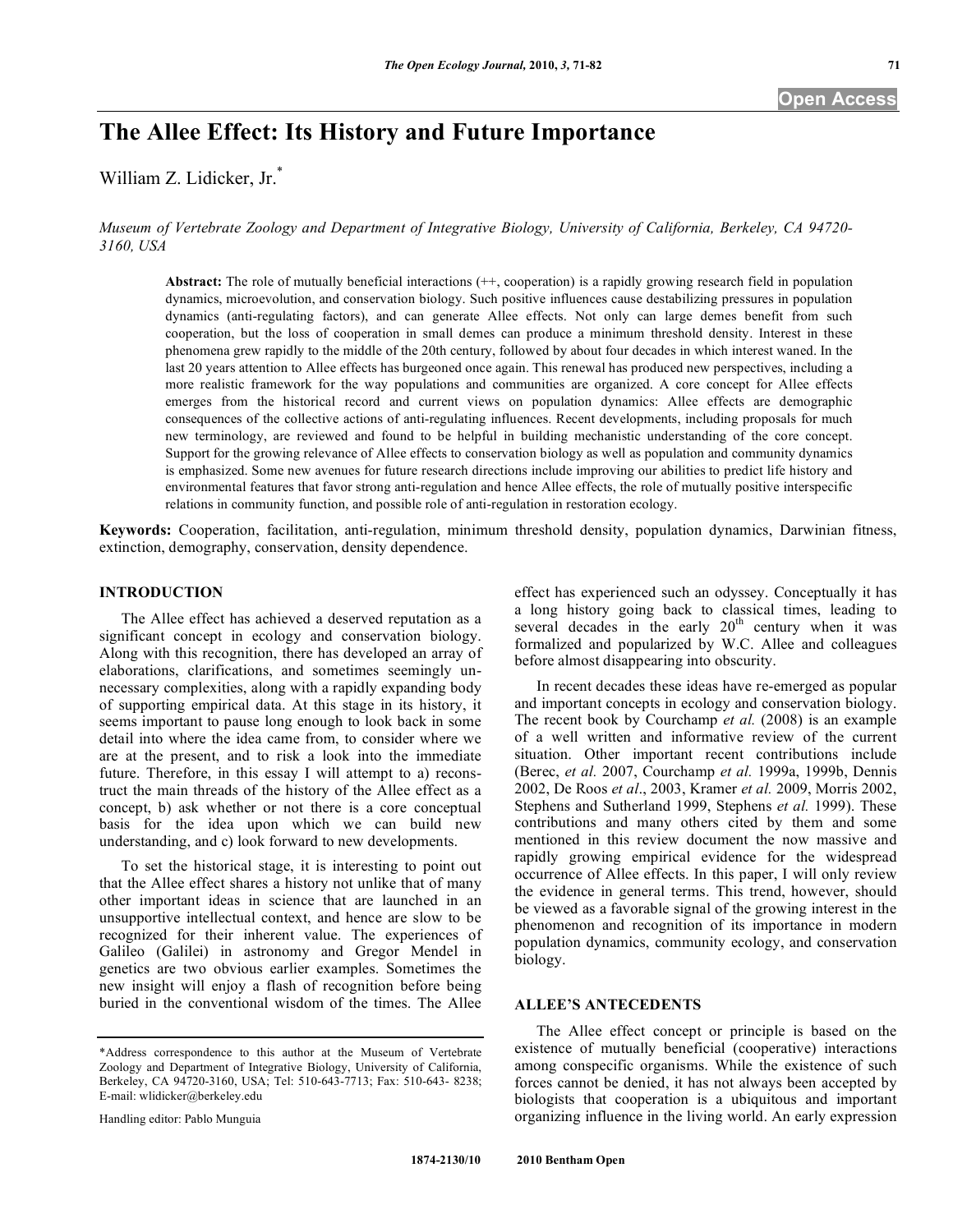# The Allee Effect: Its History and Future Importance

William Z. Lidicker, Jr.*

*Museum of Vertebrate Zoology and Department of Integrative Biology, University of California, Berkeley, CA 94720-3160, USA*

**Abstract:** The role of mutually beneficial interactions (++, cooperation) is a rapidly growing research field in population dynamics, microevolution, and conservation biology. Such positive influences cause destabilizing pressures in population dynamics (anti-regulating factors), and can generate Allee effects. Not only can large demes benefit from such cooperation, but the loss of cooperation in small demes can produce a minimum threshold density. Interest in these phenomena grew rapidly to the middle of the 20th century, followed by about four decades in which interest waned. In the last 20 years attention to Allee effects has burgeoned once again. This renewal has produced new perspectives, including a more realistic framework for the way populations and communities are organized. A core concept for Allee effects emerges from the historical record and current views on population dynamics: Allee effects are demographic consequences of the collective actions of anti-regulating influences. Recent developments, including proposals for much new terminology, are reviewed and found to be helpful in building mechanistic understanding of the core concept. Support for the growing relevance of Allee effects to conservation biology as well as population and community dynamics is emphasized. Some new avenues for future research directions include improving our abilities to predict life history and environmental features that favor strong anti-regulation and hence Allee effects, the role of mutually positive interspecific relations in community function, and possible role of anti-regulation in restoration ecology.

**Keywords:** Cooperation, facilitation, anti-regulation, minimum threshold density, population dynamics, Darwinian fitness, extinction, demography, conservation, density dependence.

## INTRODUCTION

The Allee effect has achieved a deserved reputation as a significant concept in ecology and conservation biology. Along with this recognition, there has developed an array of elaborations, clarifications, and sometimes seemingly unnecessary complexities, along with a rapidly expanding body of supporting empirical data. At this stage in its history, it seems important to pause long enough to look back in some detail into where the idea came from, to consider where we are at the present, and to risk a look into the immediate future. Therefore, in this essay I will attempt to a) reconstruct the main threads of the history of the Allee effect as a concept, b) ask whether or not there is a core conceptual basis for the idea upon which we can build new understanding, and c) look forward to new developments.

To set the historical stage, it is interesting to point out that the Allee effect shares a history not unlike that of many other important ideas in science that are launched in an unsupportive intellectual context, and hence are slow to be recognized for their inherent value. The experiences of Galileo (Galilei) in astronomy and Gregor Mendel in genetics are two obvious earlier examples. Sometimes the new insight will enjoy a flash of recognition before being buried in the conventional wisdom of the times. The Allee effect has experienced such an odyssey. Conceptually it has a long history going back to classical times, leading to several decades in the early 20th century when it was formalized and popularized by W.C. Allee and colleagues before almost disappearing into obscurity.

In recent decades these ideas have re-emerged as popular and important concepts in ecology and conservation biology. The recent book by Courchamp *et al.* (2008) is an example of a well written and informative review of the current situation. Other important recent contributions include (Berec, *et al.* 2007, Courchamp *et al.* 1999a, 1999b, Dennis 2002, De Roos *et al*., 2003, Kramer *et al.* 2009, Morris 2002, Stephens and Sutherland 1999, Stephens *et al.* 1999). These contributions and many others cited by them and some mentioned in this review document the now massive and rapidly growing empirical evidence for the widespread occurrence of Allee effects. In this paper, I will only review the evidence in general terms. This trend, however, should be viewed as a favorable signal of the growing interest in the phenomenon and recognition of its importance in modern population dynamics, community ecology, and conservation biology.

## ALLEE'S ANTECEDENTS

The Allee effect concept or principle is based on the existence of mutually beneficial (cooperative) interactions among conspecific organisms. While the existence of such forces cannot be denied, it has not always been accepted by biologists that cooperation is a ubiquitous and important organizing influence in the living world. An early expression

*Address correspondence to this author at the Museum of Vertebrate Zoology and Department of Integrative Biology, University of California, Berkeley, CA 94720-3160, USA; Tel: 510-643-7713; Fax: 510-643- 8238; E-mail: wlidicker@berkeley.edu

Handling editor: Pablo Munguia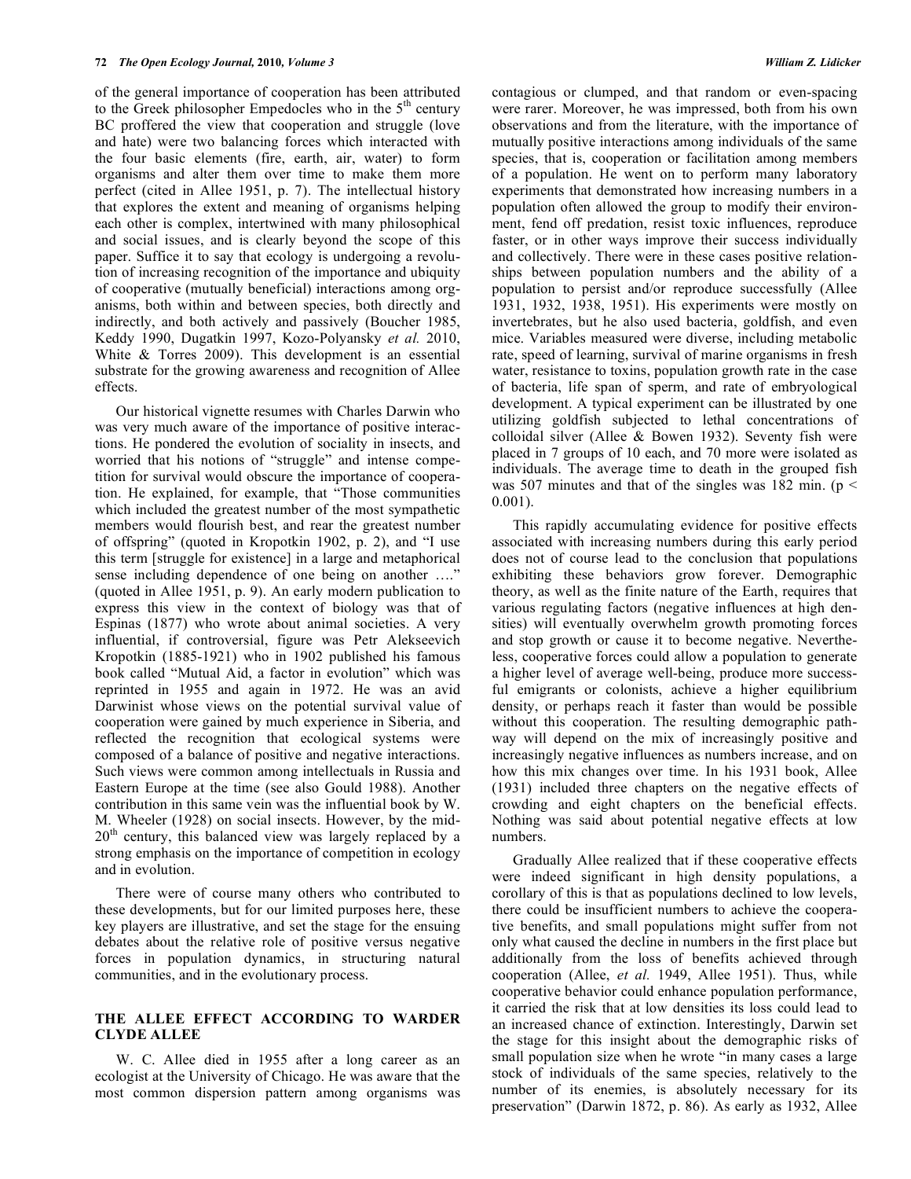of the general importance of cooperation has been attributed to the Greek philosopher Empedocles who in the 5th century BC proffered the view that cooperation and struggle (love and hate) were two balancing forces which interacted with the four basic elements (fire, earth, air, water) to form organisms and alter them over time to make them more perfect (cited in Allee 1951, p. 7). The intellectual history that explores the extent and meaning of organisms helping each other is complex, intertwined with many philosophical and social issues, and is clearly beyond the scope of this paper. Suffice it to say that ecology is undergoing a revolution of increasing recognition of the importance and ubiquity of cooperative (mutually beneficial) interactions among organisms, both within and between species, both directly and indirectly, and both actively and passively (Boucher 1985, Keddy 1990, Dugatkin 1997, Kozo-Polyansky *et al.* 2010, White & Torres 2009). This development is an essential substrate for the growing awareness and recognition of Allee effects.

Our historical vignette resumes with Charles Darwin who was very much aware of the importance of positive interactions. He pondered the evolution of sociality in insects, and worried that his notions of "struggle" and intense competition for survival would obscure the importance of cooperation. He explained, for example, that "Those communities which included the greatest number of the most sympathetic members would flourish best, and rear the greatest number of offspring" (quoted in Kropotkin 1902, p. 2), and "I use this term [struggle for existence] in a large and metaphorical sense including dependence of one being on another …." (quoted in Allee 1951, p. 9). An early modern publication to express this view in the context of biology was that of Espinas (1877) who wrote about animal societies. A very influential, if controversial, figure was Petr Alekseevich Kropotkin (1885-1921) who in 1902 published his famous book called "Mutual Aid, a factor in evolution" which was reprinted in 1955 and again in 1972. He was an avid Darwinist whose views on the potential survival value of cooperation were gained by much experience in Siberia, and reflected the recognition that ecological systems were composed of a balance of positive and negative interactions. Such views were common among intellectuals in Russia and Eastern Europe at the time (see also Gould 1988). Another contribution in this same vein was the influential book by W. M. Wheeler (1928) on social insects. However, by the mid-20th century, this balanced view was largely replaced by a strong emphasis on the importance of competition in ecology and in evolution.

There were of course many others who contributed to these developments, but for our limited purposes here, these key players are illustrative, and set the stage for the ensuing debates about the relative role of positive versus negative forces in population dynamics, in structuring natural communities, and in the evolutionary process.

## THE ALLEE EFFECT ACCORDING TO WARDER CLYDE ALLEE

W. C. Allee died in 1955 after a long career as an ecologist at the University of Chicago. He was aware that the most common dispersion pattern among organisms was contagious or clumped, and that random or even-spacing were rarer. Moreover, he was impressed, both from his own observations and from the literature, with the importance of mutually positive interactions among individuals of the same species, that is, cooperation or facilitation among members of a population. He went on to perform many laboratory experiments that demonstrated how increasing numbers in a population often allowed the group to modify their environment, fend off predation, resist toxic influences, reproduce faster, or in other ways improve their success individually and collectively. There were in these cases positive relationships between population numbers and the ability of a population to persist and/or reproduce successfully (Allee 1931, 1932, 1938, 1951). His experiments were mostly on invertebrates, but he also used bacteria, goldfish, and even mice. Variables measured were diverse, including metabolic rate, speed of learning, survival of marine organisms in fresh water, resistance to toxins, population growth rate in the case of bacteria, life span of sperm, and rate of embryological development. A typical experiment can be illustrated by one utilizing goldfish subjected to lethal concentrations of colloidal silver (Allee & Bowen 1932). Seventy fish were placed in 7 groups of 10 each, and 70 more were isolated as individuals. The average time to death in the grouped fish was 507 minutes and that of the singles was 182 min. ($p < 0.001$).

This rapidly accumulating evidence for positive effects associated with increasing numbers during this early period does not of course lead to the conclusion that populations exhibiting these behaviors grow forever. Demographic theory, as well as the finite nature of the Earth, requires that various regulating factors (negative influences at high densities) will eventually overwhelm growth promoting forces and stop growth or cause it to become negative. Nevertheless, cooperative forces could allow a population to generate a higher level of average well-being, produce more successful emigrants or colonists, achieve a higher equilibrium density, or perhaps reach it faster than would be possible without this cooperation. The resulting demographic pathway will depend on the mix of increasingly positive and increasingly negative influences as numbers increase, and on how this mix changes over time. In his 1931 book, Allee (1931) included three chapters on the negative effects of crowding and eight chapters on the beneficial effects. Nothing was said about potential negative effects at low numbers.

Gradually Allee realized that if these cooperative effects were indeed significant in high density populations, a corollary of this is that as populations declined to low levels, there could be insufficient numbers to achieve the cooperative benefits, and small populations might suffer from not only what caused the decline in numbers in the first place but additionally from the loss of benefits achieved through cooperation (Allee, *et al.* 1949, Allee 1951). Thus, while cooperative behavior could enhance population performance, it carried the risk that at low densities its loss could lead to an increased chance of extinction. Interestingly, Darwin set the stage for this insight about the demographic risks of small population size when he wrote "in many cases a large stock of individuals of the same species, relatively to the number of its enemies, is absolutely necessary for its preservation" (Darwin 1872, p. 86). As early as 1932, Allee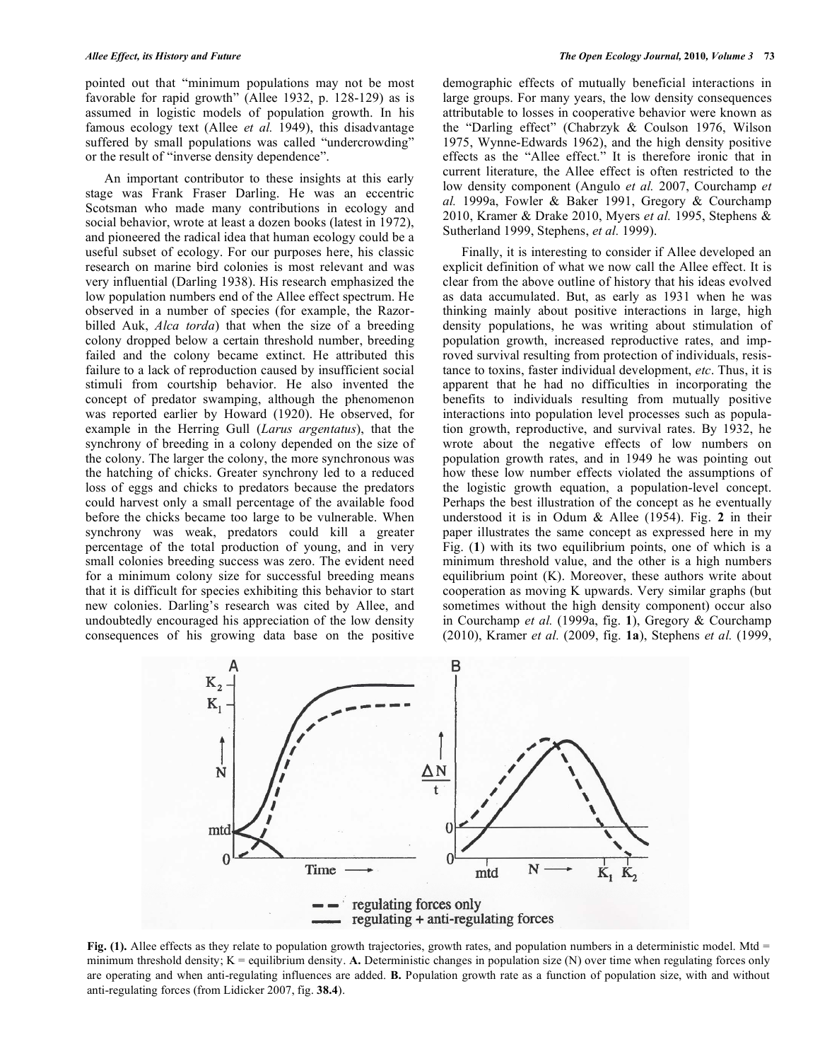pointed out that "minimum populations may not be most favorable for rapid growth" (Allee 1932, p. 128-129) as is assumed in logistic models of population growth. In his famous ecology text (Allee *et al.* 1949), this disadvantage suffered by small populations was called "undercrowding" or the result of "inverse density dependence".

An important contributor to these insights at this early stage was Frank Fraser Darling. He was an eccentric Scotsman who made many contributions in ecology and social behavior, wrote at least a dozen books (latest in 1972), and pioneered the radical idea that human ecology could be a useful subset of ecology. For our purposes here, his classic research on marine bird colonies is most relevant and was very influential (Darling 1938). His research emphasized the low population numbers end of the Allee effect spectrum. He observed in a number of species (for example, the Razor-billed Auk, *Alca torda*) that when the size of a breeding colony dropped below a certain threshold number, breeding failed and the colony became extinct. He attributed this failure to a lack of reproduction caused by insufficient social stimuli from courtship behavior. He also invented the concept of predator swamping, although the phenomenon was reported earlier by Howard (1920). He observed, for example in the Herring Gull (*Larus argentatus*), that the synchrony of breeding in a colony depended on the size of the colony. The larger the colony, the more synchronous was the hatching of chicks. Greater synchrony led to a reduced loss of eggs and chicks to predators because the predators could harvest only a small percentage of the available food before the chicks became too large to be vulnerable. When synchrony was weak, predators could kill a greater percentage of the total production of young, and in very small colonies breeding success was zero. The evident need for a minimum colony size for successful breeding means that it is difficult for species exhibiting this behavior to start new colonies. Darling's research was cited by Allee, and undoubtedly encouraged his appreciation of the low density consequences of his growing data base on the positive demographic effects of mutually beneficial interactions in large groups. For many years, the low density consequences attributable to losses in cooperative behavior were known as the "Darling effect" (Chabrzyk & Coulson 1976, Wilson 1975, Wynne-Edwards 1962), and the high density positive effects as the "Allee effect." It is therefore ironic that in current literature, the Allee effect is often restricted to the low density component (Angulo *et al.* 2007, Courchamp *et al.* 1999a, Fowler & Baker 1991, Gregory & Courchamp 2010, Kramer & Drake 2010, Myers *et al.* 1995, Stephens & Sutherland 1999, Stephens, *et al.* 1999).

Finally, it is interesting to consider if Allee developed an explicit definition of what we now call the Allee effect. It is clear from the above outline of history that his ideas evolved as data accumulated. But, as early as 1931 when he was thinking mainly about positive interactions in large, high density populations, he was writing about stimulation of population growth, increased reproductive rates, and improved survival resulting from protection of individuals, resistance to toxins, faster individual development, *etc*. Thus, it is apparent that he had no difficulties in incorporating the benefits to individuals resulting from mutually positive interactions into population level processes such as population growth, reproductive, and survival rates. By 1932, he wrote about the negative effects of low numbers on population growth rates, and in 1949 he was pointing out how these low number effects violated the assumptions of the logistic growth equation, a population-level concept. Perhaps the best illustration of the concept as he eventually understood it is in Odum & Allee (1954). Fig. **2** in their paper illustrates the same concept as expressed here in my Fig. (**1**) with its two equilibrium points, one of which is a minimum threshold value, and the other is a high numbers equilibrium point (K). Moreover, these authors write about cooperation as moving K upwards. Very similar graphs (but sometimes without the high density component) occur also in Courchamp *et al.* (1999a, fig. **1**), Gregory & Courchamp (2010), Kramer *et al.* (2009, fig. **1a**), Stephens *et al.* (1999,

**Fig. (1).** Allee effects as they relate to population growth trajectories, growth rates, and population numbers in a deterministic model. Mtd = minimum threshold density; K = equilibrium density. **A.** Deterministic changes in population size (N) over time when regulating forces only are operating and when anti-regulating influences are added. **B.** Population growth rate as a function of population size, with and without anti-regulating forces (from Lidicker 2007, fig. **38.4**).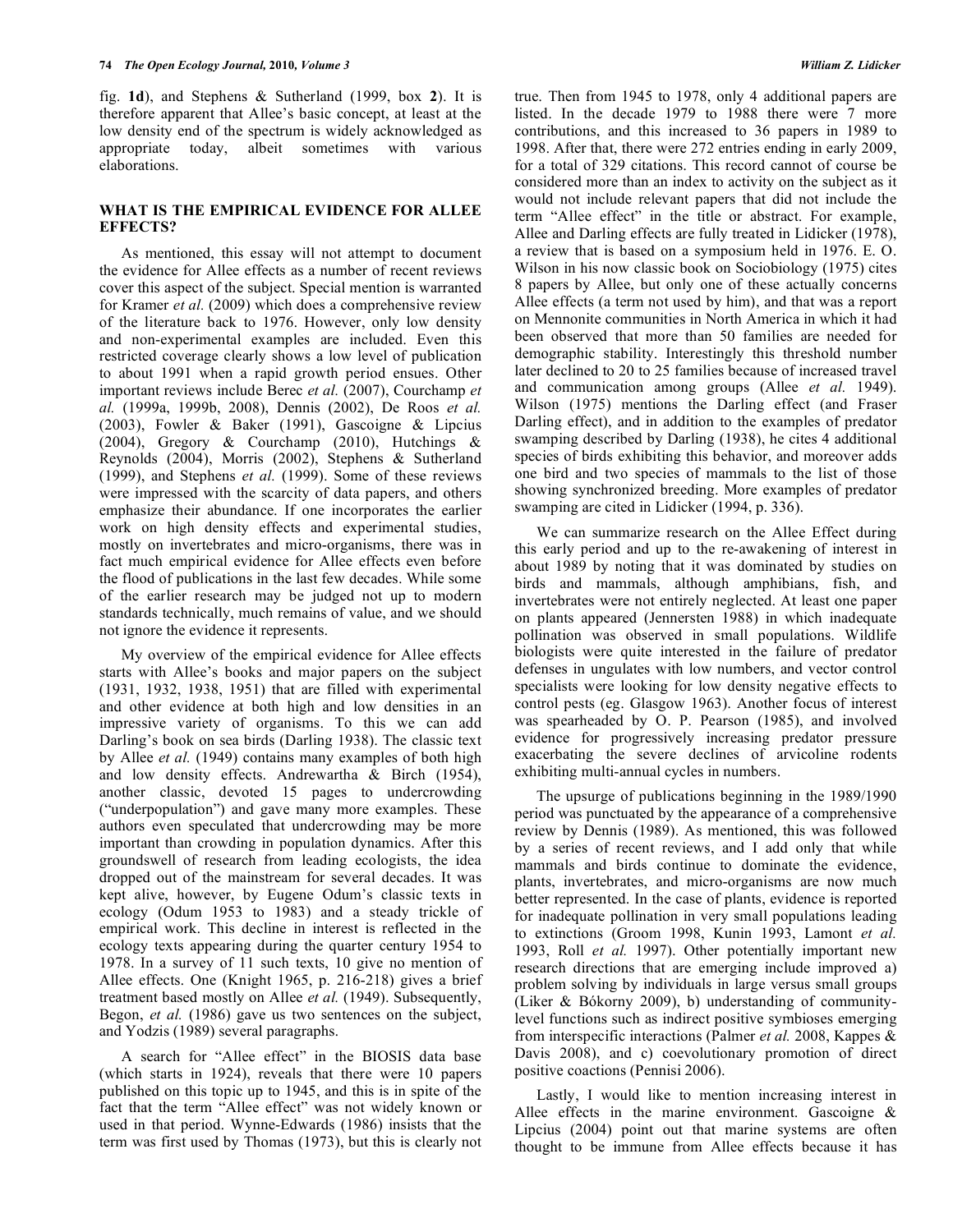fig. **1d**), and Stephens & Sutherland (1999, box **2**). It is therefore apparent that Allee's basic concept, at least at the low density end of the spectrum is widely acknowledged as appropriate today, albeit sometimes with various elaborations.

## WHAT IS THE EMPIRICAL EVIDENCE FOR ALLEE EFFECTS?

As mentioned, this essay will not attempt to document the evidence for Allee effects as a number of recent reviews cover this aspect of the subject. Special mention is warranted for Kramer *et al.* (2009) which does a comprehensive review of the literature back to 1976. However, only low density and non-experimental examples are included. Even this restricted coverage clearly shows a low level of publication to about 1991 when a rapid growth period ensues. Other important reviews include Berec *et al.* (2007), Courchamp *et al.* (1999a, 1999b, 2008), Dennis (2002), De Roos *et al.* (2003), Fowler & Baker (1991), Gascoigne & Lipcius (2004), Gregory & Courchamp (2010), Hutchings & Reynolds (2004), Morris (2002), Stephens & Sutherland (1999), and Stephens *et al.* (1999). Some of these reviews were impressed with the scarcity of data papers, and others emphasize their abundance. If one incorporates the earlier work on high density effects and experimental studies, mostly on invertebrates and micro-organisms, there was in fact much empirical evidence for Allee effects even before the flood of publications in the last few decades. While some of the earlier research may be judged not up to modern standards technically, much remains of value, and we should not ignore the evidence it represents.

My overview of the empirical evidence for Allee effects starts with Allee's books and major papers on the subject (1931, 1932, 1938, 1951) that are filled with experimental and other evidence at both high and low densities in an impressive variety of organisms. To this we can add Darling's book on sea birds (Darling 1938). The classic text by Allee *et al.* (1949) contains many examples of both high and low density effects. Andrewartha & Birch (1954), another classic, devoted 15 pages to undercrowding ("underpopulation") and gave many more examples. These authors even speculated that undercrowding may be more important than crowding in population dynamics. After this groundswell of research from leading ecologists, the idea dropped out of the mainstream for several decades. It was kept alive, however, by Eugene Odum's classic texts in ecology (Odum 1953 to 1983) and a steady trickle of empirical work. This decline in interest is reflected in the ecology texts appearing during the quarter century 1954 to 1978. In a survey of 11 such texts, 10 give no mention of Allee effects. One (Knight 1965, p. 216-218) gives a brief treatment based mostly on Allee *et al.* (1949). Subsequently, Begon, *et al.* (1986) gave us two sentences on the subject, and Yodzis (1989) several paragraphs.

A search for "Allee effect" in the BIOSIS data base (which starts in 1924), reveals that there were 10 papers published on this topic up to 1945, and this is in spite of the fact that the term "Allee effect" was not widely known or used in that period. Wynne-Edwards (1986) insists that the term was first used by Thomas (1973), but this is clearly not true. Then from 1945 to 1978, only 4 additional papers are listed. In the decade 1979 to 1988 there were 7 more contributions, and this increased to 36 papers in 1989 to 1998. After that, there were 272 entries ending in early 2009, for a total of 329 citations. This record cannot of course be considered more than an index to activity on the subject as it would not include relevant papers that did not include the term "Allee effect" in the title or abstract. For example, Allee and Darling effects are fully treated in Lidicker (1978), a review that is based on a symposium held in 1976. E. O. Wilson in his now classic book on Sociobiology (1975) cites 8 papers by Allee, but only one of these actually concerns Allee effects (a term not used by him), and that was a report on Mennonite communities in North America in which it had been observed that more than 50 families are needed for demographic stability. Interestingly this threshold number later declined to 20 to 25 families because of increased travel and communication among groups (Allee *et al.* 1949). Wilson (1975) mentions the Darling effect (and Fraser Darling effect), and in addition to the examples of predator swamping described by Darling (1938), he cites 4 additional species of birds exhibiting this behavior, and moreover adds one bird and two species of mammals to the list of those showing synchronized breeding. More examples of predator swamping are cited in Lidicker (1994, p. 336).

We can summarize research on the Allee Effect during this early period and up to the re-awakening of interest in about 1989 by noting that it was dominated by studies on birds and mammals, although amphibians, fish, and invertebrates were not entirely neglected. At least one paper on plants appeared (Jennersten 1988) in which inadequate pollination was observed in small populations. Wildlife biologists were quite interested in the failure of predator defenses in ungulates with low numbers, and vector control specialists were looking for low density negative effects to control pests (eg. Glasgow 1963). Another focus of interest was spearheaded by O. P. Pearson (1985), and involved evidence for progressively increasing predator pressure exacerbating the severe declines of arvicoline rodents exhibiting multi-annual cycles in numbers.

The upsurge of publications beginning in the 1989/1990 period was punctuated by the appearance of a comprehensive review by Dennis (1989). As mentioned, this was followed by a series of recent reviews, and I add only that while mammals and birds continue to dominate the evidence, plants, invertebrates, and micro-organisms are now much better represented. In the case of plants, evidence is reported for inadequate pollination in very small populations leading to extinctions (Groom 1998, Kunin 1993, Lamont *et al.* 1993, Roll *et al.* 1997). Other potentially important new research directions that are emerging include improved a) problem solving by individuals in large versus small groups (Liker & Bókorny 2009), b) understanding of community-level functions such as indirect positive symbioses emerging from interspecific interactions (Palmer *et al.* 2008, Kappes & Davis 2008), and c) coevolutionary promotion of direct positive coactions (Pennisi 2006).

Lastly, I would like to mention increasing interest in Allee effects in the marine environment. Gascoigne & Lipcius (2004) point out that marine systems are often thought to be immune from Allee effects because it has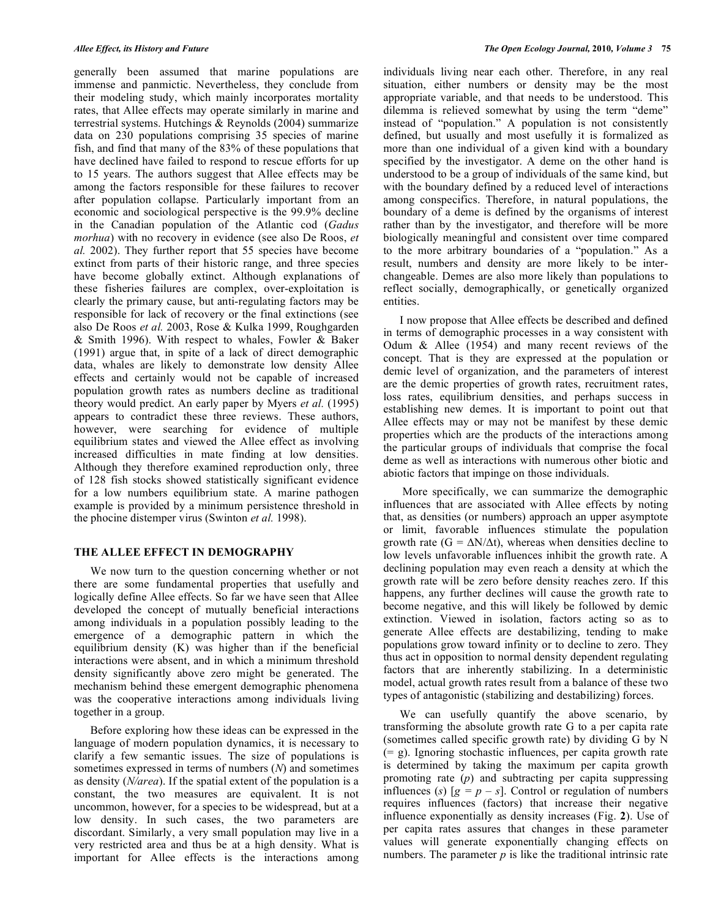generally been assumed that marine populations are immense and panmictic. Nevertheless, they conclude from their modeling study, which mainly incorporates mortality rates, that Allee effects may operate similarly in marine and terrestrial systems. Hutchings & Reynolds (2004) summarize data on 230 populations comprising 35 species of marine fish, and find that many of the 83% of these populations that have declined have failed to respond to rescue efforts for up to 15 years. The authors suggest that Allee effects may be among the factors responsible for these failures to recover after population collapse. Particularly important from an economic and sociological perspective is the 99.9% decline in the Canadian population of the Atlantic cod (*Gadus morhua*) with no recovery in evidence (see also De Roos, *et al.* 2002). They further report that 55 species have become extinct from parts of their historic range, and three species have become globally extinct. Although explanations of these fisheries failures are complex, over-exploitation is clearly the primary cause, but anti-regulating factors may be responsible for lack of recovery or the final extinctions (see also De Roos *et al.* 2003, Rose & Kulka 1999, Roughgarden & Smith 1996). With respect to whales, Fowler & Baker (1991) argue that, in spite of a lack of direct demographic data, whales are likely to demonstrate low density Allee effects and certainly would not be capable of increased population growth rates as numbers decline as traditional theory would predict. An early paper by Myers *et al.* (1995) appears to contradict these three reviews. These authors, however, were searching for evidence of multiple equilibrium states and viewed the Allee effect as involving increased difficulties in mate finding at low densities. Although they therefore examined reproduction only, three of 128 fish stocks showed statistically significant evidence for a low numbers equilibrium state. A marine pathogen example is provided by a minimum persistence threshold in the phocine distemper virus (Swinton *et al.* 1998).

## THE ALLEE EFFECT IN DEMOGRAPHY

We now turn to the question concerning whether or not there are some fundamental properties that usefully and logically define Allee effects. So far we have seen that Allee developed the concept of mutually beneficial interactions among individuals in a population possibly leading to the emergence of a demographic pattern in which the equilibrium density (K) was higher than if the beneficial interactions were absent, and in which a minimum threshold density significantly above zero might be generated. The mechanism behind these emergent demographic phenomena was the cooperative interactions among individuals living together in a group.

Before exploring how these ideas can be expressed in the language of modern population dynamics, it is necessary to clarify a few semantic issues. The size of populations is sometimes expressed in terms of numbers ($N$) and sometimes as density ($N/area$). If the spatial extent of the population is a constant, the two measures are equivalent. It is not uncommon, however, for a species to be widespread, but at a low density. In such cases, the two parameters are discordant. Similarly, a very small population may live in a very restricted area and thus be at a high density. What is important for Allee effects is the interactions among individuals living near each other. Therefore, in any real situation, either numbers or density may be the most appropriate variable, and that needs to be understood. This dilemma is relieved somewhat by using the term "deme" instead of "population." A population is not consistently defined, but usually and most usefully it is formalized as more than one individual of a given kind with a boundary specified by the investigator. A deme on the other hand is understood to be a group of individuals of the same kind, but with the boundary defined by a reduced level of interactions among conspecifics. Therefore, in natural populations, the boundary of a deme is defined by the organisms of interest rather than by the investigator, and therefore will be more biologically meaningful and consistent over time compared to the more arbitrary boundaries of a "population." As a result, numbers and density are more likely to be interchangeable. Demes are also more likely than populations to reflect socially, demographically, or genetically organized entities.

I now propose that Allee effects be described and defined in terms of demographic processes in a way consistent with Odum & Allee (1954) and many recent reviews of the concept. That is they are expressed at the population or demic level of organization, and the parameters of interest are the demic properties of growth rates, recruitment rates, loss rates, equilibrium densities, and perhaps success in establishing new demes. It is important to point out that Allee effects may or may not be manifest by these demic properties which are the products of the interactions among the particular groups of individuals that comprise the focal deme as well as interactions with numerous other biotic and abiotic factors that impinge on those individuals.

More specifically, we can summarize the demographic influences that are associated with Allee effects by noting that, as densities (or numbers) approach an upper asymptote or limit, favorable influences stimulate the population growth rate ($G = \Delta N/\Delta t$), whereas when densities decline to low levels unfavorable influences inhibit the growth rate. A declining population may even reach a density at which the growth rate will be zero before density reaches zero. If this happens, any further declines will cause the growth rate to become negative, and this will likely be followed by demic extinction. Viewed in isolation, factors acting so as to generate Allee effects are destabilizing, tending to make populations grow toward infinity or to decline to zero. They thus act in opposition to normal density dependent regulating factors that are inherently stabilizing. In a deterministic model, actual growth rates result from a balance of these two types of antagonistic (stabilizing and destabilizing) forces.

We can usefully quantify the above scenario, by transforming the absolute growth rate G to a per capita rate (sometimes called specific growth rate) by dividing G by N (= g). Ignoring stochastic influences, per capita growth rate is determined by taking the maximum per capita growth promoting rate ($p$) and subtracting per capita suppressing influences ($s$) [$g = p - s$]. Control or regulation of numbers requires influences (factors) that increase their negative influence exponentially as density increases (Fig. **2**). Use of per capita rates assures that changes in these parameter values will generate exponentially changing effects on numbers. The parameter $p$ is like the traditional intrinsic rate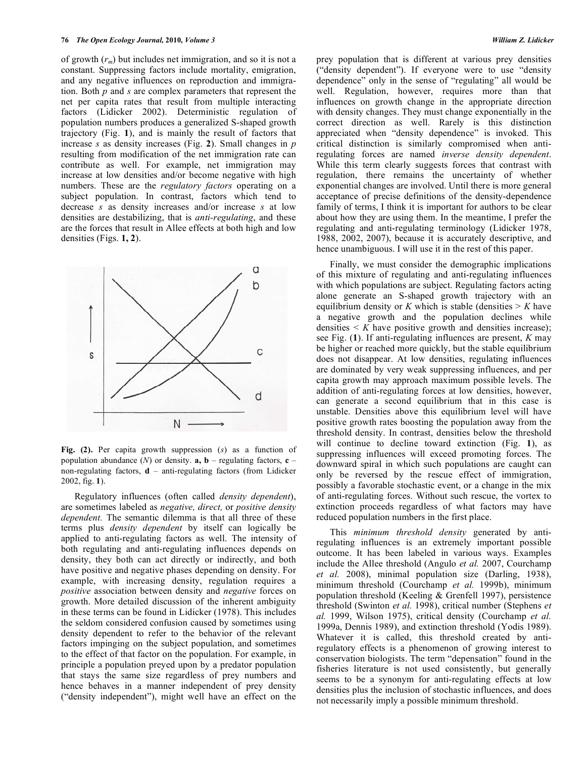of growth ($r_m$) but includes net immigration, and so it is not a constant. Suppressing factors include mortality, emigration, and any negative influences on reproduction and immigration. Both $p$ and $s$ are complex parameters that represent the net per capita rates that result from multiple interacting factors (Lidicker 2002). Deterministic regulation of population numbers produces a generalized S-shaped growth trajectory (Fig. **1**), and is mainly the result of factors that increase $s$ as density increases (Fig. **2**). Small changes in $p$ resulting from modification of the net immigration rate can contribute as well. For example, net immigration may increase at low densities and/or become negative with high numbers. These are the *regulatory factors* operating on a subject population. In contrast, factors which tend to decrease $s$ as density increases and/or increase $s$ at low densities are destabilizing, that is *anti-regulating*, and these are the forces that result in Allee effects at both high and low densities (Figs. **1, 2**).

**Fig. (2).** Per capita growth suppression ($s$) as a function of population abundance ($N$) or density. **a, b** – regulating factors, **c** – non-regulating factors, **d** – anti-regulating factors (from Lidicker 2002, fig. **1**).

Regulatory influences (often called *density dependent*), are sometimes labeled as *negative, direct,* or *positive density dependent.* The semantic dilemma is that all three of these terms plus *density dependent* by itself can logically be applied to anti-regulating factors as well. The intensity of both regulating and anti-regulating influences depends on density, they both can act directly or indirectly, and both have positive and negative phases depending on density. For example, with increasing density, regulation requires a *positive* association between density and *negative* forces on growth. More detailed discussion of the inherent ambiguity in these terms can be found in Lidicker (1978). This includes the seldom considered confusion caused by sometimes using density dependent to refer to the behavior of the relevant factors impinging on the subject population, and sometimes to the effect of that factor on the population. For example, in principle a population preyed upon by a predator population that stays the same size regardless of prey numbers and hence behaves in a manner independent of prey density ("density independent"), might well have an effect on the prey population that is different at various prey densities ("density dependent"). If everyone were to use "density dependence" only in the sense of "regulating" all would be well. Regulation, however, requires more than that influences on growth change in the appropriate direction with density changes. They must change exponentially in the correct direction as well. Rarely is this distinction appreciated when "density dependence" is invoked. This critical distinction is similarly compromised when anti-regulating forces are named *inverse density dependent*. While this term clearly suggests forces that contrast with regulation, there remains the uncertainty of whether exponential changes are involved. Until there is more general acceptance of precise definitions of the density-dependence family of terms, I think it is important for authors to be clear about how they are using them. In the meantime, I prefer the regulating and anti-regulating terminology (Lidicker 1978, 1988, 2002, 2007), because it is accurately descriptive, and hence unambiguous. I will use it in the rest of this paper.

Finally, we must consider the demographic implications of this mixture of regulating and anti-regulating influences with which populations are subject. Regulating factors acting alone generate an S-shaped growth trajectory with an equilibrium density or $K$ which is stable (densities > $K$ have a negative growth and the population declines while densities < $K$ have positive growth and densities increase); see Fig. (**1**). If anti-regulating influences are present, $K$ may be higher or reached more quickly, but the stable equilibrium does not disappear. At low densities, regulating influences are dominated by very weak suppressing influences, and per capita growth may approach maximum possible levels. The addition of anti-regulating forces at low densities, however, can generate a second equilibrium that in this case is unstable. Densities above this equilibrium level will have positive growth rates boosting the population away from the threshold density. In contrast, densities below the threshold will continue to decline toward extinction (Fig. **1**), as suppressing influences will exceed promoting forces. The downward spiral in which such populations are caught can only be reversed by the rescue effect of immigration, possibly a favorable stochastic event, or a change in the mix of anti-regulating forces. Without such rescue, the vortex to extinction proceeds regardless of what factors may have reduced population numbers in the first place.

This *minimum threshold density* generated by anti-regulating influences is an extremely important possible outcome. It has been labeled in various ways. Examples include the Allee threshold (Angulo *et al.* 2007, Courchamp *et al.* 2008), minimal population size (Darling, 1938), minimum threshold (Courchamp *et al.* 1999b), minimum population threshold (Keeling & Grenfell 1997), persistence threshold (Swinton *et al.* 1998), critical number (Stephens *et al.* 1999, Wilson 1975), critical density (Courchamp *et al.* 1999a, Dennis 1989), and extinction threshold (Yodis 1989). Whatever it is called, this threshold created by anti-regulatory effects is a phenomenon of growing interest to conservation biologists. The term "depensation" found in the fisheries literature is not used consistently, but generally seems to be a synonym for anti-regulating effects at low densities plus the inclusion of stochastic influences, and does not necessarily imply a possible minimum threshold.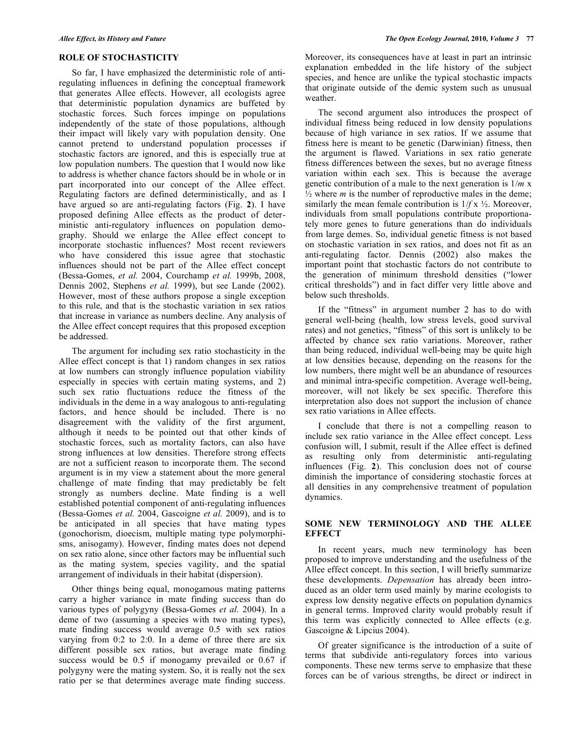## ROLE OF STOCHASTICITY

So far, I have emphasized the deterministic role of anti-regulating influences in defining the conceptual framework that generates Allee effects. However, all ecologists agree that deterministic population dynamics are buffeted by stochastic forces. Such forces impinge on populations independently of the state of those populations, although their impact will likely vary with population density. One cannot pretend to understand population processes if stochastic factors are ignored, and this is especially true at low population numbers. The question that I would now like to address is whether chance factors should be in whole or in part incorporated into our concept of the Allee effect. Regulating factors are defined deterministically, and as I have argued so are anti-regulating factors (Fig. **2**). I have proposed defining Allee effects as the product of deterministic anti-regulatory influences on population demography. Should we enlarge the Allee effect concept to incorporate stochastic influences? Most recent reviewers who have considered this issue agree that stochastic influences should not be part of the Allee effect concept (Bessa-Gomes, *et al.* 2004, Courchamp *et al.* 1999b, 2008, Dennis 2002, Stephens *et al.* 1999), but see Lande (2002). However, most of these authors propose a single exception to this rule, and that is the stochastic variation in sex ratios that increase in variance as numbers decline. Any analysis of the Allee effect concept requires that this proposed exception be addressed.

The argument for including sex ratio stochasticity in the Allee effect concept is that 1) random changes in sex ratios at low numbers can strongly influence population viability especially in species with certain mating systems, and 2) such sex ratio fluctuations reduce the fitness of the individuals in the deme in a way analogous to anti-regulating factors, and hence should be included. There is no disagreement with the validity of the first argument, although it needs to be pointed out that other kinds of stochastic forces, such as mortality factors, can also have strong influences at low densities. Therefore strong effects are not a sufficient reason to incorporate them. The second argument is in my view a statement about the more general challenge of mate finding that may predictably be felt strongly as numbers decline. Mate finding is a well established potential component of anti-regulating influences (Bessa-Gomes *et al.* 2004, Gascoigne *et al.* 2009), and is to be anticipated in all species that have mating types (gonochorism, dioecism, multiple mating type polymorphisms, anisogamy). However, finding mates does not depend on sex ratio alone, since other factors may be influential such as the mating system, species vagility, and the spatial arrangement of individuals in their habitat (dispersion).

Other things being equal, monogamous mating patterns carry a higher variance in mate finding success than do various types of polygyny (Bessa-Gomes *et al.* 2004). In a deme of two (assuming a species with two mating types), mate finding success would average 0.5 with sex ratios varying from 0:2 to 2:0. In a deme of three there are six different possible sex ratios, but average mate finding success would be 0.5 if monogamy prevailed or 0.67 if polygyny were the mating system. So, it is really not the sex ratio per se that determines average mate finding success. Moreover, its consequences have at least in part an intrinsic explanation embedded in the life history of the subject species, and hence are unlike the typical stochastic impacts that originate outside of the demic system such as unusual weather.

The second argument also introduces the prospect of individual fitness being reduced in low density populations because of high variance in sex ratios. If we assume that fitness here is meant to be genetic (Darwinian) fitness, then the argument is flawed. Variations in sex ratio generate fitness differences between the sexes, but no average fitness variation within each sex. This is because the average genetic contribution of a male to the next generation is $1/m \times \frac{1}{2}$ where $m$ is the number of reproductive males in the deme; similarly the mean female contribution is $1/f \times \frac{1}{2}$. Moreover, individuals from small populations contribute proportionately more genes to future generations than do individuals from large demes. So, individual genetic fitness is not based on stochastic variation in sex ratios, and does not fit as an anti-regulating factor. Dennis (2002) also makes the important point that stochastic factors do not contribute to the generation of minimum threshold densities ("lower critical thresholds") and in fact differ very little above and below such thresholds.

If the "fitness" in argument number 2 has to do with general well-being (health, low stress levels, good survival rates) and not genetics, "fitness" of this sort is unlikely to be affected by chance sex ratio variations. Moreover, rather than being reduced, individual well-being may be quite high at low densities because, depending on the reasons for the low numbers, there might well be an abundance of resources and minimal intra-specific competition. Average well-being, moreover, will not likely be sex specific. Therefore this interpretation also does not support the inclusion of chance sex ratio variations in Allee effects.

I conclude that there is not a compelling reason to include sex ratio variance in the Allee effect concept. Less confusion will, I submit, result if the Allee effect is defined as resulting only from deterministic anti-regulating influences (Fig. **2**). This conclusion does not of course diminish the importance of considering stochastic forces at all densities in any comprehensive treatment of population dynamics.

## SOME NEW TERMINOLOGY AND THE ALLEE EFFECT

In recent years, much new terminology has been proposed to improve understanding and the usefulness of the Allee effect concept. In this section, I will briefly summarize these developments. *Depensation* has already been introduced as an older term used mainly by marine ecologists to express low density negative effects on population dynamics in general terms. Improved clarity would probably result if this term was explicitly connected to Allee effects (e.g. Gascoigne & Lipcius 2004).

Of greater significance is the introduction of a suite of terms that subdivide anti-regulatory forces into various components. These new terms serve to emphasize that these forces can be of various strengths, be direct or indirect in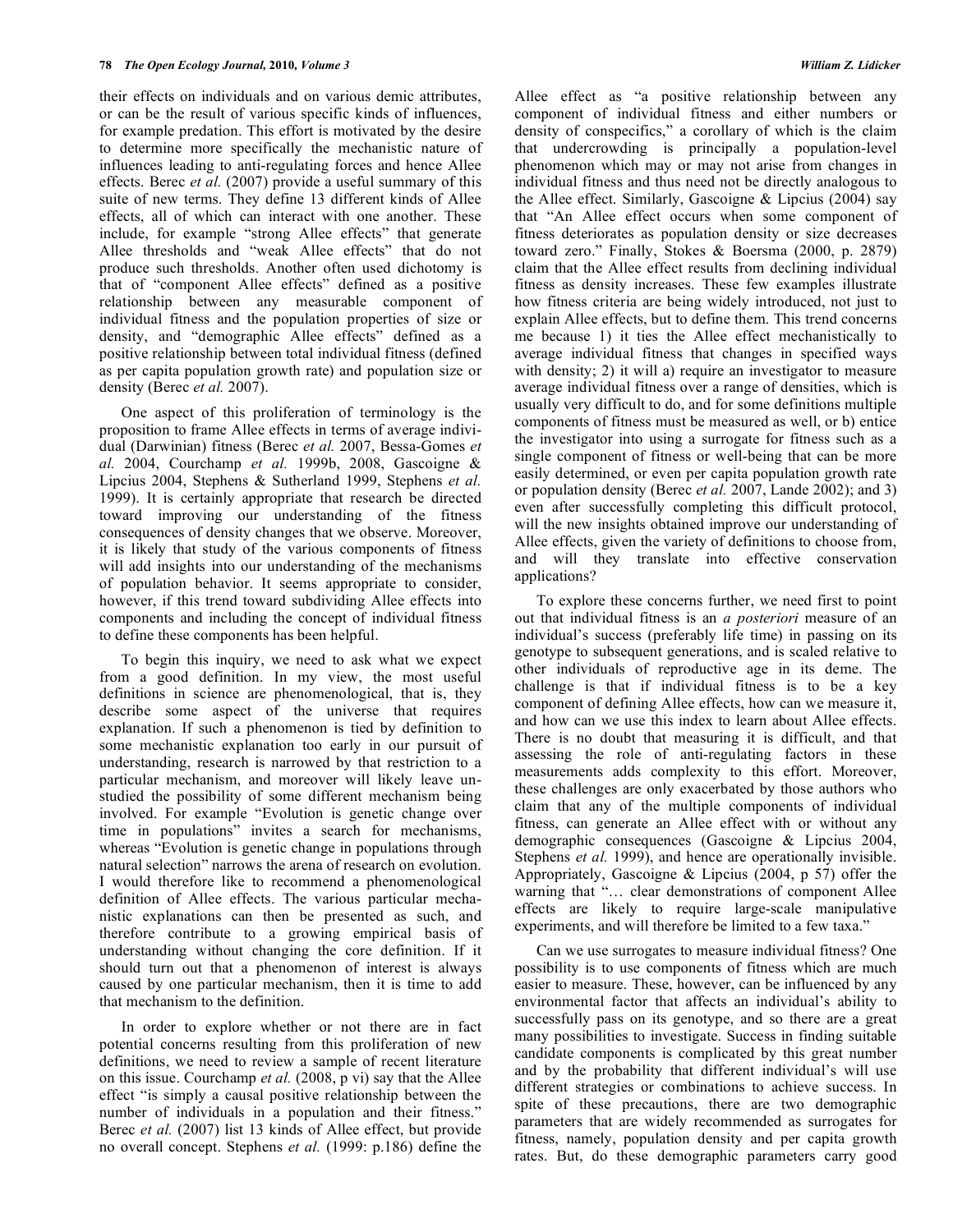their effects on individuals and on various demic attributes, or can be the result of various specific kinds of influences, for example predation. This effort is motivated by the desire to determine more specifically the mechanistic nature of influences leading to anti-regulating forces and hence Allee effects. Berec *et al.* (2007) provide a useful summary of this suite of new terms. They define 13 different kinds of Allee effects, all of which can interact with one another. These include, for example "strong Allee effects" that generate Allee thresholds and "weak Allee effects" that do not produce such thresholds. Another often used dichotomy is that of "component Allee effects" defined as a positive relationship between any measurable component of individual fitness and the population properties of size or density, and "demographic Allee effects" defined as a positive relationship between total individual fitness (defined as per capita population growth rate) and population size or density (Berec *et al.* 2007).

One aspect of this proliferation of terminology is the proposition to frame Allee effects in terms of average individual (Darwinian) fitness (Berec *et al.* 2007, Bessa-Gomes *et al.* 2004, Courchamp *et al.* 1999b, 2008, Gascoigne & Lipcius 2004, Stephens & Sutherland 1999, Stephens *et al.* 1999). It is certainly appropriate that research be directed toward improving our understanding of the fitness consequences of density changes that we observe. Moreover, it is likely that study of the various components of fitness will add insights into our understanding of the mechanisms of population behavior. It seems appropriate to consider, however, if this trend toward subdividing Allee effects into components and including the concept of individual fitness to define these components has been helpful.

To begin this inquiry, we need to ask what we expect from a good definition. In my view, the most useful definitions in science are phenomenological, that is, they describe some aspect of the universe that requires explanation. If such a phenomenon is tied by definition to some mechanistic explanation too early in our pursuit of understanding, research is narrowed by that restriction to a particular mechanism, and moreover will likely leave unstudied the possibility of some different mechanism being involved. For example "Evolution is genetic change over time in populations" invites a search for mechanisms, whereas "Evolution is genetic change in populations through natural selection" narrows the arena of research on evolution. I would therefore like to recommend a phenomenological definition of Allee effects. The various particular mechanistic explanations can then be presented as such, and therefore contribute to a growing empirical basis of understanding without changing the core definition. If it should turn out that a phenomenon of interest is always caused by one particular mechanism, then it is time to add that mechanism to the definition.

In order to explore whether or not there are in fact potential concerns resulting from this proliferation of new definitions, we need to review a sample of recent literature on this issue. Courchamp *et al.* (2008, p vi) say that the Allee effect "is simply a causal positive relationship between the number of individuals in a population and their fitness." Berec *et al.* (2007) list 13 kinds of Allee effect, but provide no overall concept. Stephens *et al.* (1999: p.186) define the Allee effect as "a positive relationship between any component of individual fitness and either numbers or density of conspecifics," a corollary of which is the claim that undercrowding is principally a population-level phenomenon which may or may not arise from changes in individual fitness and thus need not be directly analogous to the Allee effect. Similarly, Gascoigne & Lipcius (2004) say that "An Allee effect occurs when some component of fitness deteriorates as population density or size decreases toward zero." Finally, Stokes & Boersma (2000, p. 2879) claim that the Allee effect results from declining individual fitness as density increases. These few examples illustrate how fitness criteria are being widely introduced, not just to explain Allee effects, but to define them. This trend concerns me because 1) it ties the Allee effect mechanistically to average individual fitness that changes in specified ways with density; 2) it will a) require an investigator to measure average individual fitness over a range of densities, which is usually very difficult to do, and for some definitions multiple components of fitness must be measured as well, or b) entice the investigator into using a surrogate for fitness such as a single component of fitness or well-being that can be more easily determined, or even per capita population growth rate or population density (Berec *et al.* 2007, Lande 2002); and 3) even after successfully completing this difficult protocol, will the new insights obtained improve our understanding of Allee effects, given the variety of definitions to choose from, and will they translate into effective conservation applications?

To explore these concerns further, we need first to point out that individual fitness is an *a posteriori* measure of an individual's success (preferably life time) in passing on its genotype to subsequent generations, and is scaled relative to other individuals of reproductive age in its deme. The challenge is that if individual fitness is to be a key component of defining Allee effects, how can we measure it, and how can we use this index to learn about Allee effects. There is no doubt that measuring it is difficult, and that assessing the role of anti-regulating factors in these measurements adds complexity to this effort. Moreover, these challenges are only exacerbated by those authors who claim that any of the multiple components of individual fitness, can generate an Allee effect with or without any demographic consequences (Gascoigne & Lipcius 2004, Stephens *et al.* 1999), and hence are operationally invisible. Appropriately, Gascoigne & Lipcius (2004, p 57) offer the warning that "… clear demonstrations of component Allee effects are likely to require large-scale manipulative experiments, and will therefore be limited to a few taxa."

Can we use surrogates to measure individual fitness? One possibility is to use components of fitness which are much easier to measure. These, however, can be influenced by any environmental factor that affects an individual's ability to successfully pass on its genotype, and so there are a great many possibilities to investigate. Success in finding suitable candidate components is complicated by this great number and by the probability that different individual's will use different strategies or combinations to achieve success. In spite of these precautions, there are two demographic parameters that are widely recommended as surrogates for fitness, namely, population density and per capita growth rates. But, do these demographic parameters carry good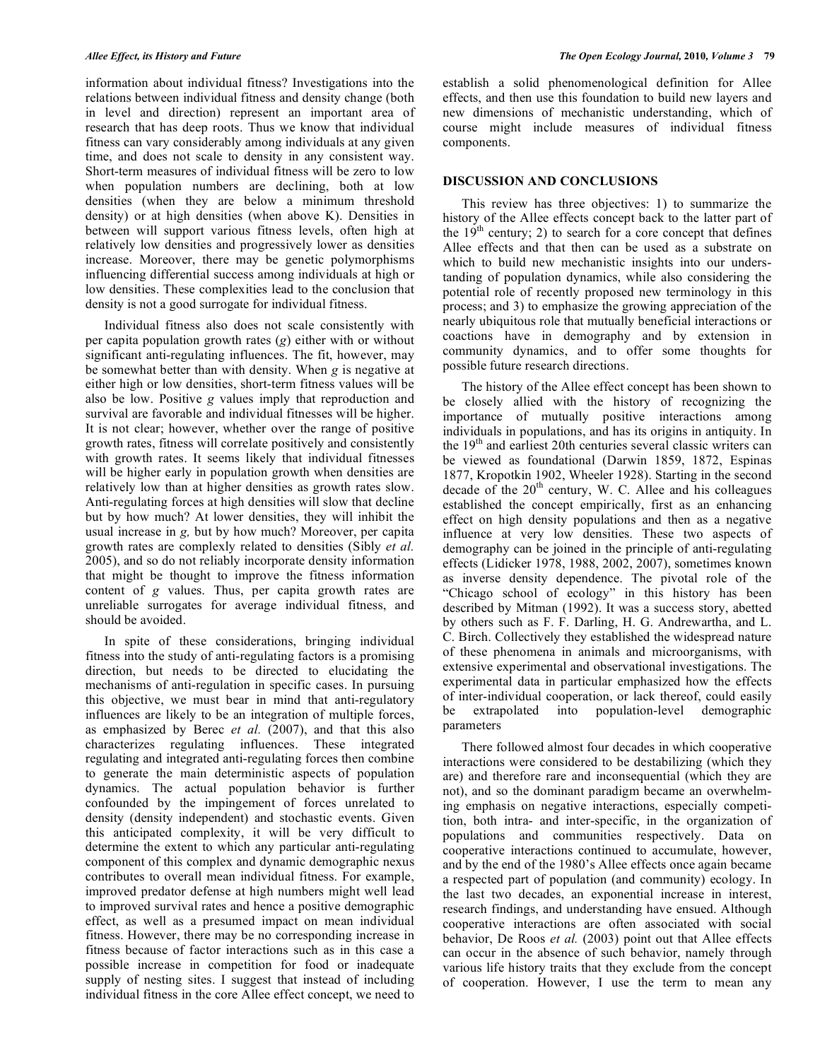information about individual fitness? Investigations into the relations between individual fitness and density change (both in level and direction) represent an important area of research that has deep roots. Thus we know that individual fitness can vary considerably among individuals at any given time, and does not scale to density in any consistent way. Short-term measures of individual fitness will be zero to low when population numbers are declining, both at low densities (when they are below a minimum threshold density) or at high densities (when above K). Densities in between will support various fitness levels, often high at relatively low densities and progressively lower as densities increase. Moreover, there may be genetic polymorphisms influencing differential success among individuals at high or low densities. These complexities lead to the conclusion that density is not a good surrogate for individual fitness.

Individual fitness also does not scale consistently with per capita population growth rates (*g*) either with or without significant anti-regulating influences. The fit, however, may be somewhat better than with density. When *g* is negative at either high or low densities, short-term fitness values will be also be low. Positive *g* values imply that reproduction and survival are favorable and individual fitnesses will be higher. It is not clear; however, whether over the range of positive growth rates, fitness will correlate positively and consistently with growth rates. It seems likely that individual fitnesses will be higher early in population growth when densities are relatively low than at higher densities as growth rates slow. Anti-regulating forces at high densities will slow that decline but by how much? At lower densities, they will inhibit the usual increase in *g,* but by how much? Moreover, per capita growth rates are complexly related to densities (Sibly *et al.* 2005), and so do not reliably incorporate density information that might be thought to improve the fitness information content of *g* values. Thus, per capita growth rates are unreliable surrogates for average individual fitness, and should be avoided.

In spite of these considerations, bringing individual fitness into the study of anti-regulating factors is a promising direction, but needs to be directed to elucidating the mechanisms of anti-regulation in specific cases. In pursuing this objective, we must bear in mind that anti-regulatory influences are likely to be an integration of multiple forces, as emphasized by Berec *et al.* (2007), and that this also characterizes regulating influences. These integrated regulating and integrated anti-regulating forces then combine to generate the main deterministic aspects of population dynamics. The actual population behavior is further confounded by the impingement of forces unrelated to density (density independent) and stochastic events. Given this anticipated complexity, it will be very difficult to determine the extent to which any particular anti-regulating component of this complex and dynamic demographic nexus contributes to overall mean individual fitness. For example, improved predator defense at high numbers might well lead to improved survival rates and hence a positive demographic effect, as well as a presumed impact on mean individual fitness. However, there may be no corresponding increase in fitness because of factor interactions such as in this case a possible increase in competition for food or inadequate supply of nesting sites. I suggest that instead of including individual fitness in the core Allee effect concept, we need to establish a solid phenomenological definition for Allee effects, and then use this foundation to build new layers and new dimensions of mechanistic understanding, which of course might include measures of individual fitness components.

## DISCUSSION AND CONCLUSIONS

This review has three objectives: 1) to summarize the history of the Allee effects concept back to the latter part of the 19th century; 2) to search for a core concept that defines Allee effects and that then can be used as a substrate on which to build new mechanistic insights into our understanding of population dynamics, while also considering the potential role of recently proposed new terminology in this process; and 3) to emphasize the growing appreciation of the nearly ubiquitous role that mutually beneficial interactions or coactions have in demography and by extension in community dynamics, and to offer some thoughts for possible future research directions.

The history of the Allee effect concept has been shown to be closely allied with the history of recognizing the importance of mutually positive interactions among individuals in populations, and has its origins in antiquity. In the 19th and earliest 20th centuries several classic writers can be viewed as foundational (Darwin 1859, 1872, Espinas 1877, Kropotkin 1902, Wheeler 1928). Starting in the second decade of the 20th century, W. C. Allee and his colleagues established the concept empirically, first as an enhancing effect on high density populations and then as a negative influence at very low densities. These two aspects of demography can be joined in the principle of anti-regulating effects (Lidicker 1978, 1988, 2002, 2007), sometimes known as inverse density dependence. The pivotal role of the "Chicago school of ecology" in this history has been described by Mitman (1992). It was a success story, abetted by others such as F. F. Darling, H. G. Andrewartha, and L. C. Birch. Collectively they established the widespread nature of these phenomena in animals and microorganisms, with extensive experimental and observational investigations. The experimental data in particular emphasized how the effects of inter-individual cooperation, or lack thereof, could easily be extrapolated into population-level demographic parameters

There followed almost four decades in which cooperative interactions were considered to be destabilizing (which they are) and therefore rare and inconsequential (which they are not), and so the dominant paradigm became an overwhelming emphasis on negative interactions, especially competition, both intra- and inter-specific, in the organization of populations and communities respectively. Data on cooperative interactions continued to accumulate, however, and by the end of the 1980's Allee effects once again became a respected part of population (and community) ecology. In the last two decades, an exponential increase in interest, research findings, and understanding have ensued. Although cooperative interactions are often associated with social behavior, De Roos *et al.* (2003) point out that Allee effects can occur in the absence of such behavior, namely through various life history traits that they exclude from the concept of cooperation. However, I use the term to mean any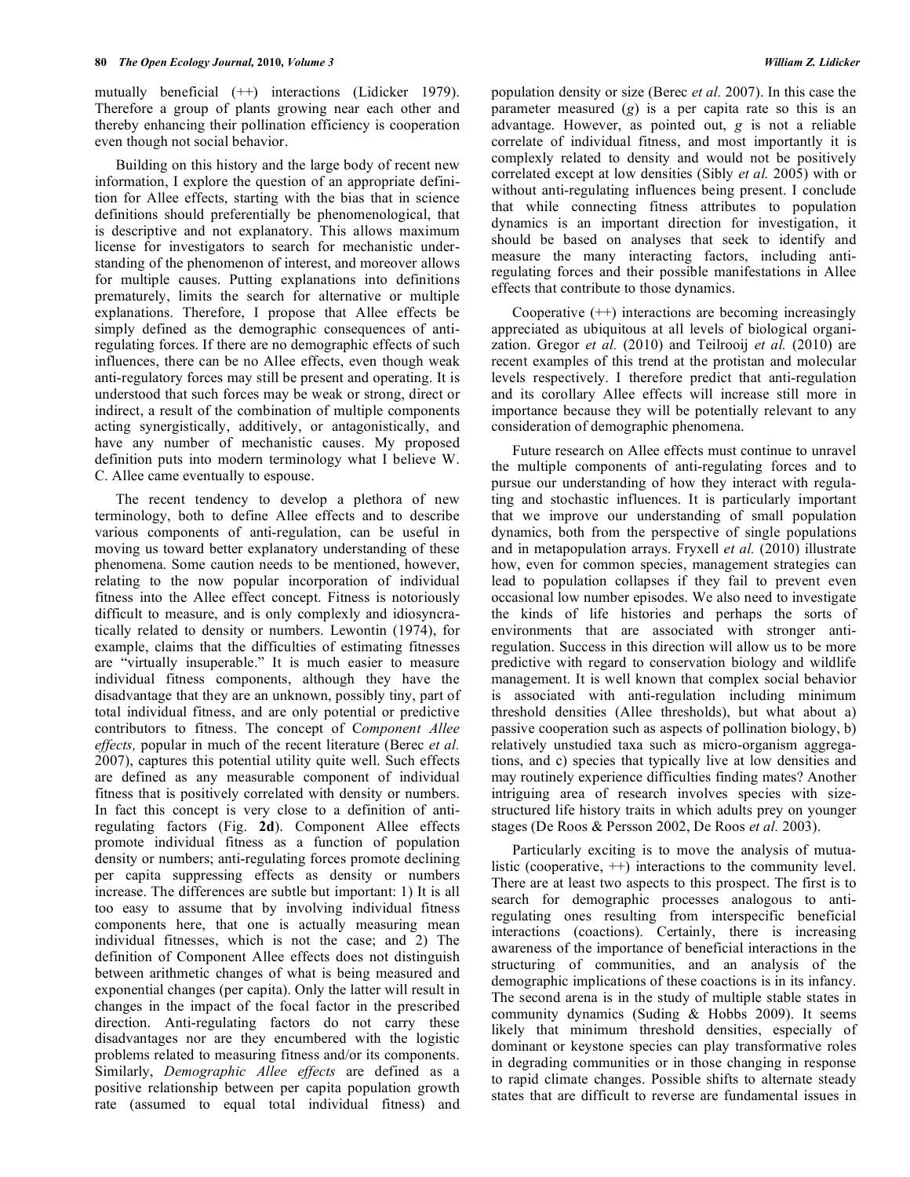mutually beneficial (++) interactions (Lidicker 1979). Therefore a group of plants growing near each other and thereby enhancing their pollination efficiency is cooperation even though not social behavior.

Building on this history and the large body of recent new information, I explore the question of an appropriate definition for Allee effects, starting with the bias that in science definitions should preferentially be phenomenological, that is descriptive and not explanatory. This allows maximum license for investigators to search for mechanistic understanding of the phenomenon of interest, and moreover allows for multiple causes. Putting explanations into definitions prematurely, limits the search for alternative or multiple explanations. Therefore, I propose that Allee effects be simply defined as the demographic consequences of anti-regulating forces. If there are no demographic effects of such influences, there can be no Allee effects, even though weak anti-regulatory forces may still be present and operating. It is understood that such forces may be weak or strong, direct or indirect, a result of the combination of multiple components acting synergistically, additively, or antagonistically, and have any number of mechanistic causes. My proposed definition puts into modern terminology what I believe W. C. Allee came eventually to espouse.

The recent tendency to develop a plethora of new terminology, both to define Allee effects and to describe various components of anti-regulation, can be useful in moving us toward better explanatory understanding of these phenomena. Some caution needs to be mentioned, however, relating to the now popular incorporation of individual fitness into the Allee effect concept. Fitness is notoriously difficult to measure, and is only complexly and idiosyncratically related to density or numbers. Lewontin (1974), for example, claims that the difficulties of estimating fitnesses are "virtually insuperable." It is much easier to measure individual fitness components, although they have the disadvantage that they are an unknown, possibly tiny, part of total individual fitness, and are only potential or predictive contributors to fitness. The concept of *Component Allee effects,* popular in much of the recent literature (Berec *et al.* 2007), captures this potential utility quite well. Such effects are defined as any measurable component of individual fitness that is positively correlated with density or numbers. In fact this concept is very close to a definition of anti-regulating factors (Fig. **2d**). Component Allee effects promote individual fitness as a function of population density or numbers; anti-regulating forces promote declining per capita suppressing effects as density or numbers increase. The differences are subtle but important: 1) It is all too easy to assume that by involving individual fitness components here, that one is actually measuring mean individual fitnesses, which is not the case; and 2) The definition of Component Allee effects does not distinguish between arithmetic changes of what is being measured and exponential changes (per capita). Only the latter will result in changes in the impact of the focal factor in the prescribed direction. Anti-regulating factors do not carry these disadvantages nor are they encumbered with the logistic problems related to measuring fitness and/or its components. Similarly, *Demographic Allee effects* are defined as a positive relationship between per capita population growth rate (assumed to equal total individual fitness) and population density or size (Berec *et al.* 2007). In this case the parameter measured (*g*) is a per capita rate so this is an advantage. However, as pointed out, *g* is not a reliable correlate of individual fitness, and most importantly it is complexly related to density and would not be positively correlated except at low densities (Sibly *et al.* 2005) with or without anti-regulating influences being present. I conclude that while connecting fitness attributes to population dynamics is an important direction for investigation, it should be based on analyses that seek to identify and measure the many interacting factors, including anti-regulating forces and their possible manifestations in Allee effects that contribute to those dynamics.

Cooperative (++) interactions are becoming increasingly appreciated as ubiquitous at all levels of biological organization. Gregor *et al.* (2010) and Teilrooij *et al.* (2010) are recent examples of this trend at the protistan and molecular levels respectively. I therefore predict that anti-regulation and its corollary Allee effects will increase still more in importance because they will be potentially relevant to any consideration of demographic phenomena.

Future research on Allee effects must continue to unravel the multiple components of anti-regulating forces and to pursue our understanding of how they interact with regulating and stochastic influences. It is particularly important that we improve our understanding of small population dynamics, both from the perspective of single populations and in metapopulation arrays. Fryxell *et al.* (2010) illustrate how, even for common species, management strategies can lead to population collapses if they fail to prevent even occasional low number episodes. We also need to investigate the kinds of life histories and perhaps the sorts of environments that are associated with stronger anti-regulation. Success in this direction will allow us to be more predictive with regard to conservation biology and wildlife management. It is well known that complex social behavior is associated with anti-regulation including minimum threshold densities (Allee thresholds), but what about a) passive cooperation such as aspects of pollination biology, b) relatively unstudied taxa such as micro-organism aggregations, and c) species that typically live at low densities and may routinely experience difficulties finding mates? Another intriguing area of research involves species with size-structured life history traits in which adults prey on younger stages (De Roos & Persson 2002, De Roos *et al.* 2003).

Particularly exciting is to move the analysis of mutualistic (cooperative, ++) interactions to the community level. There are at least two aspects to this prospect. The first is to search for demographic processes analogous to anti-regulating ones resulting from interspecific beneficial interactions (coactions). Certainly, there is increasing awareness of the importance of beneficial interactions in the structuring of communities, and an analysis of the demographic implications of these coactions is in its infancy. The second arena is in the study of multiple stable states in community dynamics (Suding & Hobbs 2009). It seems likely that minimum threshold densities, especially of dominant or keystone species can play transformative roles in degrading communities or in those changing in response to rapid climate changes. Possible shifts to alternate steady states that are difficult to reverse are fundamental issues in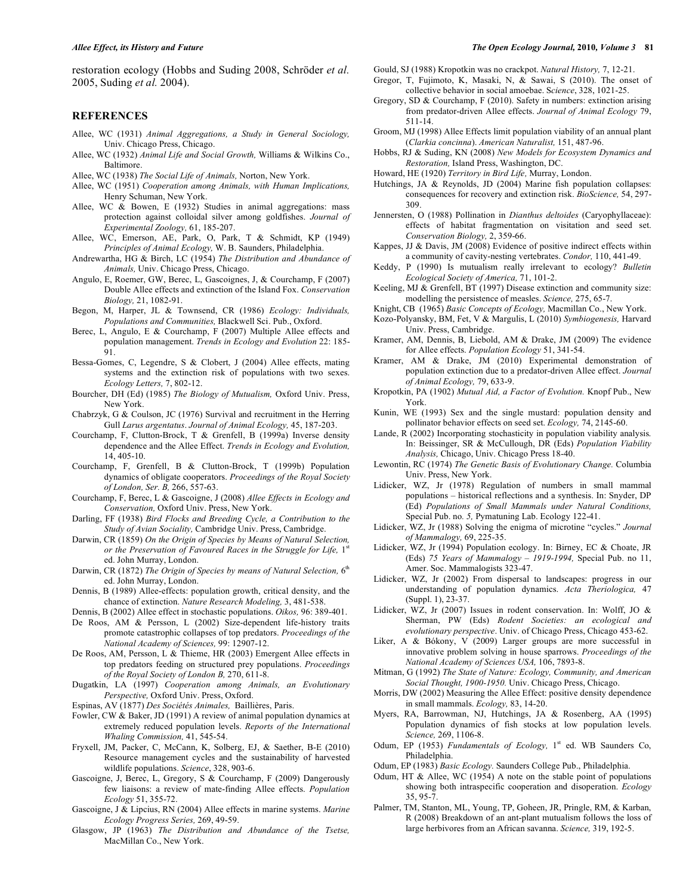restoration ecology (Hobbs and Suding 2008, Schröder *et al.* 2005, Suding *et al.* 2004).

## REFERENCES

Allee, WC (1931) *Animal Aggregations, a Study in General Sociology,* Univ. Chicago Press, Chicago.

Allee, WC (1932) *Animal Life and Social Growth,* Williams & Wilkins Co., Baltimore.

Allee, WC (1938) *The Social Life of Animals,* Norton, New York.

Allee, WC (1951) *Cooperation among Animals, with Human Implications,* Henry Schuman, New York.

Allee, WC & Bowen, E (1932) Studies in animal aggregations: mass protection against colloidal silver among goldfishes. *Journal of Experimental Zoology,* 61, 185-207.

Allee, WC, Emerson, AE, Park, O, Park, T & Schmidt, KP (1949) *Principles of Animal Ecology,* W. B. Saunders, Philadelphia.

Andrewartha, HG & Birch, LC (1954) *The Distribution and Abundance of Animals,* Univ. Chicago Press, Chicago.

Angulo, E, Roemer, GW, Berec, L, Gascoignes, J, & Courchamp, F (2007) Double Allee effects and extinction of the Island Fox. *Conservation Biology,* 21, 1082-91.

Begon, M, Harper, JL & Townsend, CR (1986) *Ecology: Individuals, Populations and Communities,* Blackwell Sci. Pub., Oxford.

Berec, L, Angulo, E & Courchamp, F (2007) Multiple Allee effects and population management. *Trends in Ecology and Evolution* 22: 185-91.

Bessa-Gomes, C, Legendre, S & Clobert, J (2004) Allee effects, mating systems and the extinction risk of populations with two sexes. *Ecology Letters,* 7, 802-12.

Bourcher, DH (Ed) (1985) *The Biology of Mutualism,* Oxford Univ. Press, New York.

Chabrzyk, G & Coulson, JC (1976) Survival and recruitment in the Herring Gull *Larus argentatus*. *Journal of Animal Ecology,* 45, 187-203.

Courchamp, F, Clutton-Brock, T & Grenfell, B (1999a) Inverse density dependence and the Allee Effect. *Trends in Ecology and Evolution,* 14, 405-10.

Courchamp, F, Grenfell, B & Clutton-Brock, T (1999b) Population dynamics of obligate cooperators. *Proceedings of the Royal Society of London, Ser. B,* 266, 557-63.

Courchamp, F, Berec, L & Gascoigne, J (2008) *Allee Effects in Ecology and Conservation,* Oxford Univ. Press, New York.

Darling, FF (1938) *Bird Flocks and Breeding Cycle, a Contribution to the Study of Avian Sociality,* Cambridge Univ. Press, Cambridge.

Darwin, CR (1859) *On the Origin of Species by Means of Natural Selection, or the Preservation of Favoured Races in the Struggle for Life,* 1st ed. John Murray, London.

Darwin, CR (1872) *The Origin of Species by means of Natural Selection,* 6th ed. John Murray, London.

Dennis, B (1989) Allee-effects: population growth, critical density, and the chance of extinction. *Nature Research Modeling,* 3, 481-538.

Dennis, B (2002) Allee effect in stochastic populations. *Oikos,* 96: 389-401.

De Roos, AM & Persson, L (2002) Size-dependent life-history traits promote catastrophic collapses of top predators. *Proceedings of the National Academy of Sciences,* 99: 12907-12.

De Roos, AM, Persson, L & Thieme, HR (2003) Emergent Allee effects in top predators feeding on structured prey populations. *Proceedings of the Royal Society of London B,* 270, 611-8.

Dugatkin, LA (1997) *Cooperation among Animals, an Evolutionary Perspective,* Oxford Univ. Press, Oxford.

Espinas, AV (1877) *Des Sociétés Animales,* Baillières, Paris.

Fowler, CW & Baker, JD (1991) A review of animal population dynamics at extremely reduced population levels. *Reports of the International Whaling Commission,* 41, 545-54.

Fryxell, JM, Packer, C, McCann, K, Solberg, EJ, & Saether, B-E (2010) Resource management cycles and the sustainability of harvested wildlife populations. *Science*, 328, 903-6.

Gascoigne, J, Berec, L, Gregory, S & Courchamp, F (2009) Dangerously few liaisons: a review of mate-finding Allee effects. *Population Ecology* 51, 355-72.

Gascoigne, J & Lipcius, RN (2004) Allee effects in marine systems. *Marine Ecology Progress Series,* 269, 49-59.

Glasgow, JP (1963) *The Distribution and Abundance of the Tsetse,* MacMillan Co., New York.

Gould, SJ (1988) Kropotkin was no crackpot. *Natural History,* 7, 12-21.

Gregor, T, Fujimoto, K, Masaki, N, & Sawai, S (2010). The onset of collective behavior in social amoebae. S*cience*, 328, 1021-25.

Gregory, SD & Courchamp, F (2010). Safety in numbers: extinction arising from predator-driven Allee effects. *Journal of Animal Ecology* 79, 511-14.

Groom, MJ (1998) Allee Effects limit population viability of an annual plant (*Clarkia concinna*). *American Naturalist,* 151, 487-96.

Hobbs, RJ & Suding, KN (2008) *New Models for Ecosystem Dynamics and Restoration,* Island Press, Washington, DC.

Howard, HE (1920) *Territory in Bird Life,* Murray, London.

Hutchings, JA & Reynolds, JD (2004) Marine fish population collapses: consequences for recovery and extinction risk. *BioScience,* 54, 297-309.

Jennersten, O (1988) Pollination in *Dianthus deltoides* (Caryophyllaceae): effects of habitat fragmentation on visitation and seed set. *Conservation Biology,* 2, 359-66.

Kappes, JJ & Davis, JM (2008) Evidence of positive indirect effects within a community of cavity-nesting vertebrates. *Condor,* 110, 441-49.

Keddy, P (1990) Is mutualism really irrelevant to ecology? *Bulletin Ecological Society of America,* 71, 101-2.

Keeling, MJ & Grenfell, BT (1997) Disease extinction and community size: modelling the persistence of measles. *Science,* 275, 65-7.

Knight, CB (1965) *Basic Concepts of Ecology,* Macmillan Co., New York.

Kozo-Polyansky, BM, Fet, V & Margulis, L (2010) *Symbiogenesis,* Harvard Univ. Press, Cambridge.

Kramer, AM, Dennis, B, Liebold, AM & Drake, JM (2009) The evidence for Allee effects. *Population Ecology* 51, 341-54.

Kramer, AM & Drake, JM (2010) Experimental demonstration of population extinction due to a predator-driven Allee effect. *Journal of Animal Ecology,* 79, 633-9.

Kropotkin, PA (1902) *Mutual Aid, a Factor of Evolution.* Knopf Pub., New York.

Kunin, WE (1993) Sex and the single mustard: population density and pollinator behavior effects on seed set. *Ecology,* 74, 2145-60.

Lande, R (2002) Incorporating stochasticity in population viability analysis*.* In: Beissinger, SR & McCullough, DR (Eds) *Population Viability Analysis,* Chicago, Univ. Chicago Press 18-40.

Lewontin, RC (1974) *The Genetic Basis of Evolutionary Change.* Columbia Univ. Press, New York.

Lidicker, WZ, Jr (1978) Regulation of numbers in small mammal populations – historical reflections and a synthesis. In: Snyder, DP (Ed) *Populations of Small Mammals under Natural Conditions,* Special Pub. no*. 5,* Pymatuning Lab. Ecology 122-41.

Lidicker, WZ, Jr (1988) Solving the enigma of microtine "cycles." *Journal of Mammalogy,* 69, 225-35.

Lidicker, WZ, Jr (1994) Population ecology. In: Birney, EC & Choate, JR (Eds) *75 Years of Mammalogy – 1919-1994,* Special Pub. no 11, Amer. Soc. Mammalogists 323-47.

Lidicker, WZ, Jr (2002) From dispersal to landscapes: progress in our understanding of population dynamics. *Acta Theriologica,* 47 (Suppl. 1), 23-37.

Lidicker, WZ, Jr (2007) Issues in rodent conservation. In: Wolff, JO & Sherman, PW (Eds) *Rodent Societies: an ecological and evolutionary perspective*. Univ. of Chicago Press, Chicago 453-62.

Liker, A & Bókony, V (2009) Larger groups are more successful in innovative problem solving in house sparrows. *Proceedings of the National Academy of Sciences USA,* 106, 7893-8.

Mitman, G (1992) *The State of Nature: Ecology, Community, and American Social Thought, 1900-1950.* Univ. Chicago Press, Chicago.

Morris, DW (2002) Measuring the Allee Effect: positive density dependence in small mammals. *Ecology,* 83, 14-20.

Myers, RA, Barrowman, NJ, Hutchings, JA & Rosenberg, AA (1995) Population dynamics of fish stocks at low population levels. *Science,* 269, 1106-8.

Odum, EP (1953) *Fundamentals of Ecology,* 1st ed. WB Saunders Co, Philadelphia.

Odum, EP (1983) *Basic Ecology.* Saunders College Pub., Philadelphia.

Odum, HT & Allee, WC (1954) A note on the stable point of populations showing both intraspecific cooperation and disoperation. *Ecology* 35, 95-7.

Palmer, TM, Stanton, ML, Young, TP, Goheen, JR, Pringle, RM, & Karban, R (2008) Breakdown of an ant-plant mutualism follows the loss of large herbivores from an African savanna. *Science,* 319, 192-5.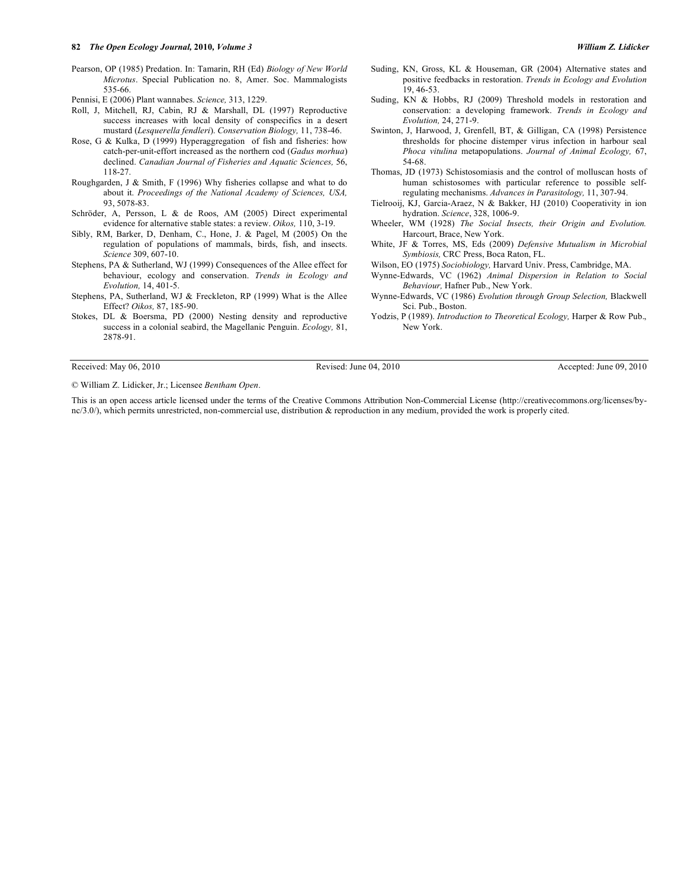Pearson, OP (1985) Predation. In: Tamarin, RH (Ed) *Biology of New World Microtus*. Special Publication no. 8, Amer. Soc. Mammalogists 535-66.

Pennisi, E (2006) Plant wannabes. *Science,* 313, 1229.

Roll, J, Mitchell, RJ, Cabin, RJ & Marshall, DL (1997) Reproductive success increases with local density of conspecifics in a desert mustard (*Lesquerella fendleri*). *Conservation Biology,* 11, 738-46.

Rose, G & Kulka, D (1999) Hyperaggregation of fish and fisheries: how catch-per-unit-effort increased as the northern cod (*Gadus morhua*) declined. *Canadian Journal of Fisheries and Aquatic Sciences,* 56, 118-27.

Roughgarden, J & Smith, F (1996) Why fisheries collapse and what to do about it. *Proceedings of the National Academy of Sciences, USA,* 93, 5078-83.

Schröder, A, Persson, L & de Roos, AM (2005) Direct experimental evidence for alternative stable states: a review. *Oikos,* 110, 3-19.

Sibly, RM, Barker, D, Denham, C., Hone, J. & Pagel, M (2005) On the regulation of populations of mammals, birds, fish, and insects. *Science* 309, 607-10.

Stephens, PA & Sutherland, WJ (1999) Consequences of the Allee effect for behaviour, ecology and conservation. *Trends in Ecology and Evolution,* 14, 401-5.

Stephens, PA, Sutherland, WJ & Freckleton, RP (1999) What is the Allee Effect? *Oikos,* 87, 185-90.

Stokes, DL & Boersma, PD (2000) Nesting density and reproductive success in a colonial seabird, the Magellanic Penguin. *Ecology,* 81, 2878-91.

Suding, KN, Gross, KL & Houseman, GR (2004) Alternative states and positive feedbacks in restoration. *Trends in Ecology and Evolution* 19, 46-53.

Suding, KN & Hobbs, RJ (2009) Threshold models in restoration and conservation: a developing framework. *Trends in Ecology and Evolution,* 24, 271-9.

Swinton, J, Harwood, J, Grenfell, BT, & Gilligan, CA (1998) Persistence thresholds for phocine distemper virus infection in harbour seal *Phoca vitulina* metapopulations. *Journal of Animal Ecology,* 67, 54-68.

Thomas, JD (1973) Schistosomiasis and the control of molluscan hosts of human schistosomes with particular reference to possible self-regulating mechanisms. *Advances in Parasitology,* 11, 307-94.

Tielrooij, KJ, Garcia-Araez, N & Bakker, HJ (2010) Cooperativity in ion hydration. *Science*, 328, 1006-9.

Wheeler, WM (1928) *The Social Insects, their Origin and Evolution.* Harcourt, Brace, New York.

White, JF & Torres, MS, Eds (2009) *Defensive Mutualism in Microbial Symbiosis,* CRC Press, Boca Raton, FL.

Wilson, EO (1975) *Sociobiology,* Harvard Univ. Press, Cambridge, MA.

Wynne-Edwards, VC (1962) *Animal Dispersion in Relation to Social Behaviour,* Hafner Pub., New York.

Wynne-Edwards, VC (1986) *Evolution through Group Selection,* Blackwell Sci. Pub., Boston.

Yodzis, P (1989). *Introduction to Theoretical Ecology,* Harper & Row Pub., New York.

Received: May 06, 2010 Revised: June 04, 2010 Accepted: June 09, 2010

© William Z. Lidicker, Jr.; Licensee *Bentham Open*.

This is an open access article licensed under the terms of the Creative Commons Attribution Non-Commercial License (http://creativecommons.org/licenses/by-nc/3.0/), which permits unrestricted, non-commercial use, distribution & reproduction in any medium, provided the work is properly cited.